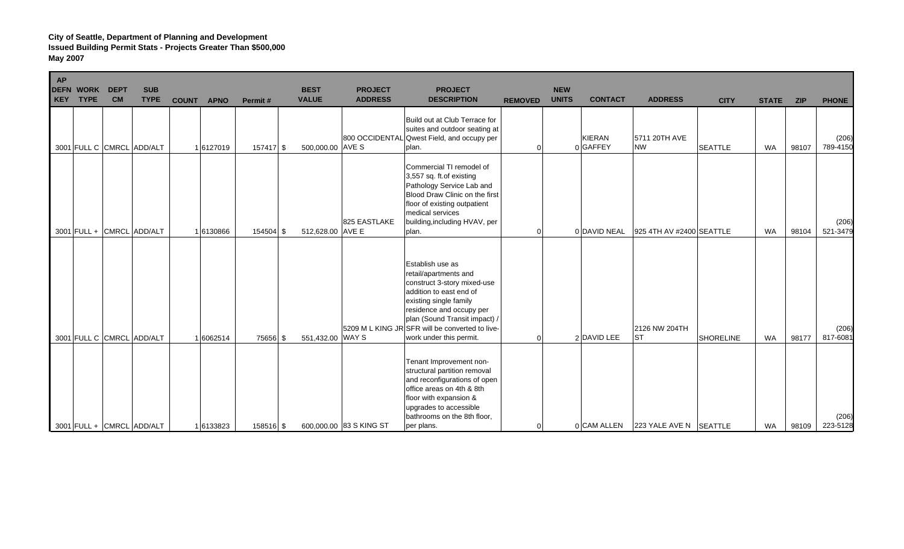**City of Seattle, Department of Planning and Development**
**Issued Building Permit Stats - Projects Greater Than $500,000**
**May 2007**

| AP DEFN KEY | WORK TYPE | DEPT CM | SUB TYPE | COUNT | APNO | Permit # | BEST VALUE | PROJECT ADDRESS | PROJECT DESCRIPTION | REMOVED | NEW UNITS | CONTACT | ADDRESS | CITY | STATE | ZIP | PHONE |
|---|---|---|---|---|---|---|---|---|---|---|---|---|---|---|---|---|---|
| 3001 | FULL C | CMRCL | ADD/ALT | 1 | 6127019 | 157417 | $ 500,000.00 | 800 OCCIDENTAL AVE S | Build out at Club Terrace for suites and outdoor seating at Qwest Field, and occupy per plan. | 0 | 0 | KIERAN GAFFEY | 5711 20TH AVE NW | SEATTLE | WA | 98107 | (206) 789-4150 |
| 3001 | FULL + | CMRCL | ADD/ALT | 1 | 6130866 | 154504 | $ 512,628.00 | 825 EASTLAKE AVE E | Commercial TI remodel of 3,557 sq. ft.of existing Pathology Service Lab and Blood Draw Clinic on the first floor of existing outpatient medical services building,including HVAV, per plan. | 0 | 0 | DAVID NEAL | 925 4TH AV #2400 | SEATTLE | WA | 98104 | (206) 521-3479 |
| 3001 | FULL C | CMRCL | ADD/ALT | 1 | 6062514 | 75656 | $ 551,432.00 | 5209 M L KING JR WAY S | Establish use as retail/apartments and construct 3-story mixed-use addition to east end of existing single family residence and occupy per plan (Sound Transit impact) / SFR will be converted to live-work under this permit. | 0 | 2 | DAVID LEE | 2126 NW 204TH ST | SHORELINE | WA | 98177 | (206) 817-6081 |
| 3001 | FULL + | CMRCL | ADD/ALT | 1 | 6133823 | 158516 | $ 600,000.00 | 83 S KING ST | Tenant Improvement non-structural partition removal and reconfigurations of open office areas on 4th & 8th floor with expansion & upgrades to accessible bathrooms on the 8th floor, per plans. | 0 | 0 | CAM ALLEN | 223 YALE AVE N | SEATTLE | WA | 98109 | (206) 223-5128 |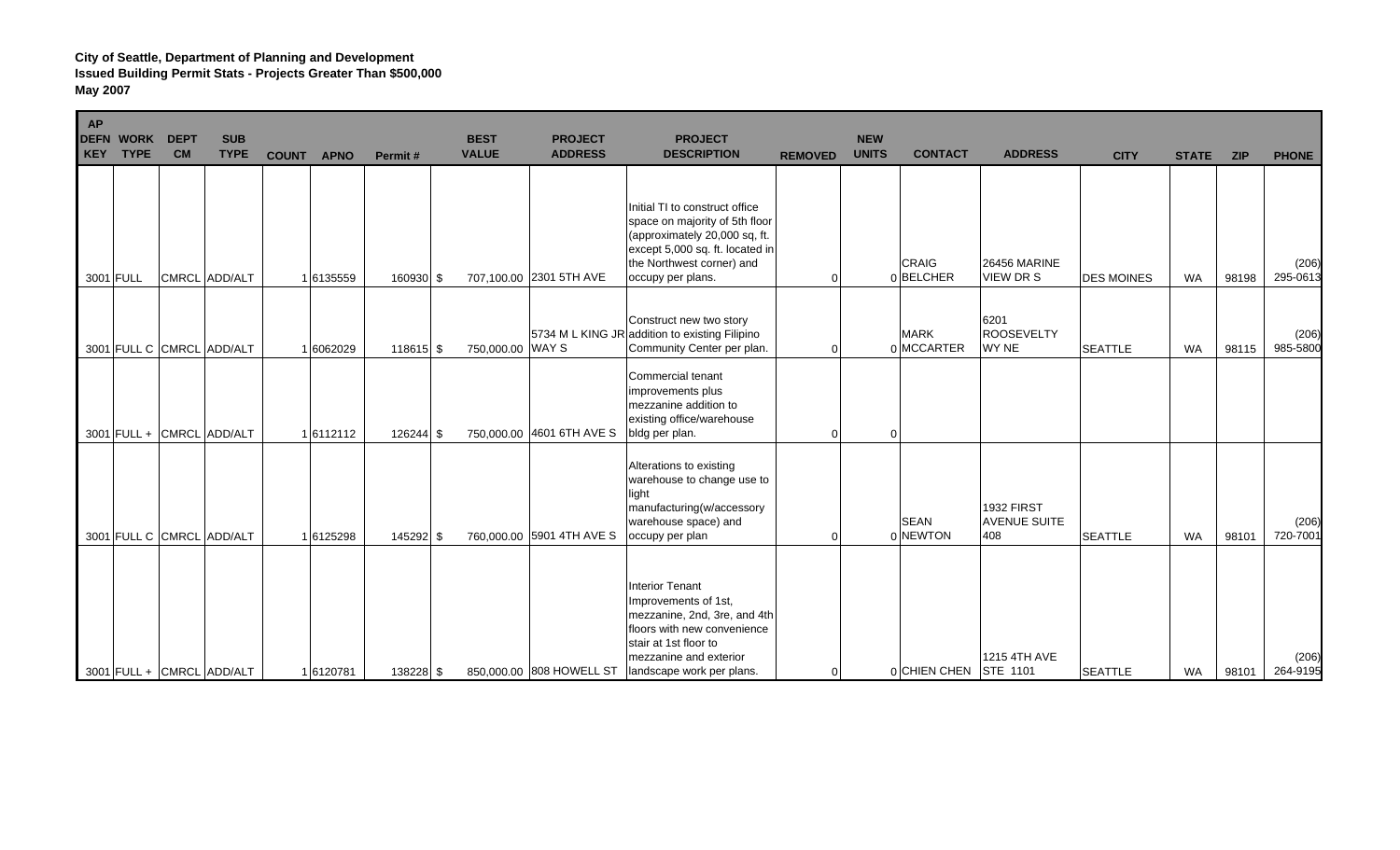**City of Seattle, Department of Planning and Development**
**Issued Building Permit Stats - Projects Greater Than $500,000**
**May 2007**

| AP DEFN KEY | WORK TYPE | DEPT CM | SUB TYPE | COUNT | APNO | Permit # | BEST VALUE | PROJECT ADDRESS | PROJECT DESCRIPTION | REMOVED | NEW UNITS | CONTACT | ADDRESS | CITY | STATE | ZIP | PHONE |
|---|---|---|---|---|---|---|---|---|---|---|---|---|---|---|---|---|---|
| 3001 | FULL | CMRCL | ADD/ALT | 1 | 6135559 | 160930 | $ 707,100.00 | 2301 5TH AVE | Initial TI to construct office space on majority of 5th floor (approximately 20,000 sq, ft. except 5,000 sq. ft. located in the Northwest corner) and occupy per plans. | 0 | 0 | CRAIG BELCHER | 26456 MARINE VIEW DR S | DES MOINES | WA | 98198 | (206) 295-0613 |
| 3001 | FULL C | CMRCL | ADD/ALT | 1 | 6062029 | 118615 | $ 750,000.00 | 5734 M L KING JR WAY S | Construct new two story addition to existing Filipino Community Center per plan. | 0 | 0 | MARK MCCARTER | 6201 ROOSEVELTY WY NE | SEATTLE | WA | 98115 | (206) 985-5800 |
| 3001 | FULL + | CMRCL | ADD/ALT | 1 | 6112112 | 126244 | $ 750,000.00 | 4601 6TH AVE S | Commercial tenant improvements plus mezzanine addition to existing office/warehouse bldg per plan. | 0 | 0 | | | | | | |
| 3001 | FULL C | CMRCL | ADD/ALT | 1 | 6125298 | 145292 | $ 760,000.00 | 5901 4TH AVE S | Alterations to existing warehouse to change use to light manufacturing(w/accessory warehouse space) and occupy per plan | 0 | 0 | SEAN NEWTON | 1932 FIRST AVENUE SUITE 408 | SEATTLE | WA | 98101 | (206) 720-7001 |
| 3001 | FULL + | CMRCL | ADD/ALT | 1 | 6120781 | 138228 | $ 850,000.00 | 808 HOWELL ST | Interior Tenant Improvements of 1st, mezzanine, 2nd, 3re, and 4th floors with new convenience stair at 1st floor to mezzanine and exterior landscape work per plans. | 0 | 0 | CHIEN CHEN | 1215 4TH AVE STE 1101 | SEATTLE | WA | 98101 | (206) 264-9195 |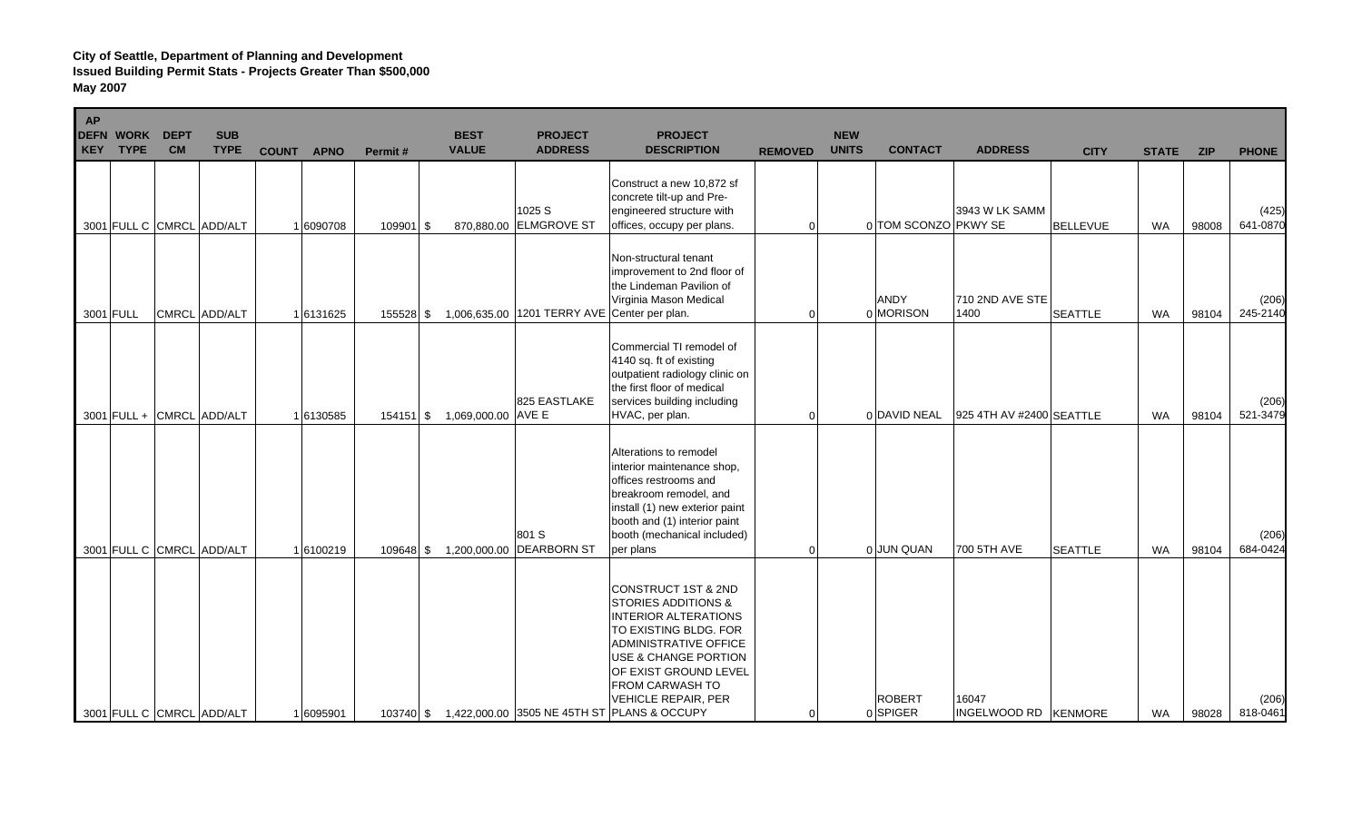**City of Seattle, Department of Planning and Development**
**Issued Building Permit Stats - Projects Greater Than $500,000**
**May 2007**

| AP DEFN KEY | WORK TYPE | DEPT CM | SUB TYPE | COUNT | APNO | Permit # | BEST VALUE | PROJECT ADDRESS | PROJECT DESCRIPTION | REMOVED | NEW UNITS | CONTACT | ADDRESS | CITY | STATE | ZIP | PHONE |
|---|---|---|---|---|---|---|---|---|---|---|---|---|---|---|---|---|---|
| 3001 | FULL C | CMRCL | ADD/ALT | 1 | 6090708 | 109901 | $ 870,880.00 | 1025 S ELMGROVE ST | Construct a new 10,872 sf concrete tilt-up and Pre-engineered structure with offices, occupy per plans. | 0 | 0 | TOM SCONZO | 3943 W LK SAMM PKWY SE | BELLEVUE | WA | 98008 | (425) 641-0870 |
| 3001 | FULL | CMRCL | ADD/ALT | 1 | 6131625 | 155528 | $ 1,006,635.00 | 1201 TERRY AVE | Non-structural tenant improvement to 2nd floor of the Lindeman Pavilion of Virginia Mason Medical Center per plan. | 0 | 0 | ANDY MORISON | 710 2ND AVE STE 1400 | SEATTLE | WA | 98104 | (206) 245-2140 |
| 3001 | FULL + | CMRCL | ADD/ALT | 1 | 6130585 | 154151 | $ 1,069,000.00 | 825 EASTLAKE AVE E | Commercial TI remodel of 4140 sq. ft of existing outpatient radiology clinic on the first floor of medical services building including HVAC, per plan. | 0 | 0 | DAVID NEAL | 925 4TH AV #2400 | SEATTLE | WA | 98104 | (206) 521-3479 |
| 3001 | FULL C | CMRCL | ADD/ALT | 1 | 6100219 | 109648 | $ 1,200,000.00 | 801 S DEARBORN ST | Alterations to remodel interior maintenance shop, offices restrooms and breakroom remodel, and install (1) new exterior paint booth and (1) interior paint booth (mechanical included) per plans | 0 | 0 | JUN QUAN | 700 5TH AVE | SEATTLE | WA | 98104 | (206) 684-0424 |
| 3001 | FULL C | CMRCL | ADD/ALT | 1 | 6095901 | 103740 | $ 1,422,000.00 | 3505 NE 45TH ST | CONSTRUCT 1ST & 2ND STORIES ADDITIONS & INTERIOR ALTERATIONS TO EXISTING BLDG. FOR ADMINISTRATIVE OFFICE USE & CHANGE PORTION OF EXIST GROUND LEVEL FROM CARWASH TO VEHICLE REPAIR, PER PLANS & OCCUPY | 0 | 0 | ROBERT SPIGER | 16047 INGELWOOD RD | KENMORE | WA | 98028 | (206) 818-0461 |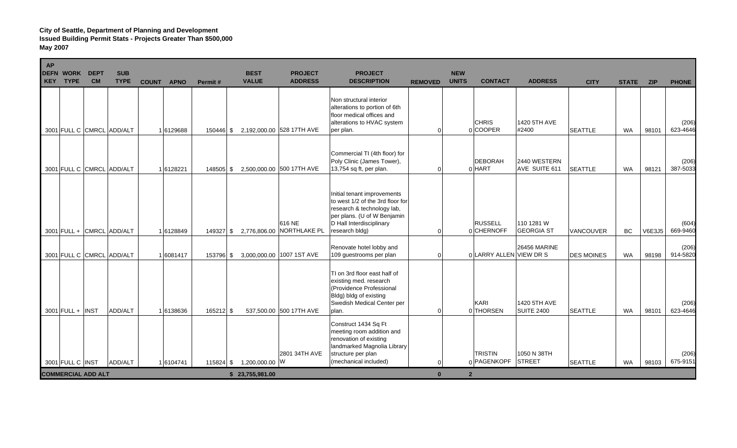**City of Seattle, Department of Planning and Development**
**Issued Building Permit Stats - Projects Greater Than $500,000**
**May 2007**

| AP DEFN KEY | WORK TYPE | DEPT CM | SUB TYPE | COUNT | APNO | Permit # | BEST VALUE | PROJECT ADDRESS | PROJECT DESCRIPTION | REMOVED | NEW UNITS | CONTACT | ADDRESS | CITY | STATE | ZIP | PHONE |
|---|---|---|---|---|---|---|---|---|---|---|---|---|---|---|---|---|---|
| 3001 | FULL C | CMRCL | ADD/ALT | 1 | 6129688 | 150446 | $ 2,192,000.00 | 528 17TH AVE | Non structural interior alterations to portion of 6th floor medical offices and alterations to HVAC system per plan. | 0 | 0 | CHRIS COOPER | 1420 5TH AVE #2400 | SEATTLE | WA | 98101 | (206) 623-4646 |
| 3001 | FULL C | CMRCL | ADD/ALT | 1 | 6128221 | 148505 | $ 2,500,000.00 | 500 17TH AVE | Commercial TI (4th floor) for Poly Clinic (James Tower), 13,754 sq ft, per plan. | 0 | 0 | DEBORAH HART | 2440 WESTERN AVE SUITE 611 | SEATTLE | WA | 98121 | (206) 387-5033 |
| 3001 | FULL + | CMRCL | ADD/ALT | 1 | 6128849 | 149327 | $ 2,776,806.00 | 616 NE NORTHLAKE PL | Initial tenant improvements to west 1/2 of the 3rd floor for research & technology lab, per plans. (U of W Benjamin D Hall Interdisciplinary research bldg) | 0 | 0 | RUSSELL CHERNOFF | 110 1281 W GEORGIA ST | VANCOUVER | BC | V6E3J5 | (604) 669-9460 |
| 3001 | FULL C | CMRCL | ADD/ALT | 1 | 6081417 | 153796 | $ 3,000,000.00 | 1007 1ST AVE | Renovate hotel lobby and 109 guestrooms per plan | 0 | 0 | LARRY ALLEN | 26456 MARINE VIEW DR S | DES MOINES | WA | 98198 | (206) 914-5820 |
| 3001 | FULL + | INST | ADD/ALT | 1 | 6138636 | 165212 | $ 537,500.00 | 500 17TH AVE | TI on 3rd floor east half of existing med. research (Providence Professional Bldg) bldg of existing Swedish Medical Center per plan. | 0 | 0 | KARI THORSEN | 1420 5TH AVE SUITE 2400 | SEATTLE | WA | 98101 | (206) 623-4646 |
| 3001 | FULL C | INST | ADD/ALT | 1 | 6104741 | 115824 | $ 1,200,000.00 | 2801 34TH AVE W | Construct 1434 Sq Ft meeting room addition and renovation of existing landmarked Magnolia Library structure per plan (mechanical included) | 0 | 0 | TRISTIN PAGENKOPF | 1050 N 38TH STREET | SEATTLE | WA | 98103 | (206) 675-9151 |
| **COMMERCIAL ADD ALT** | | | | | | | **$ 23,755,981.00** | | | **0** | **2** | | | | | | |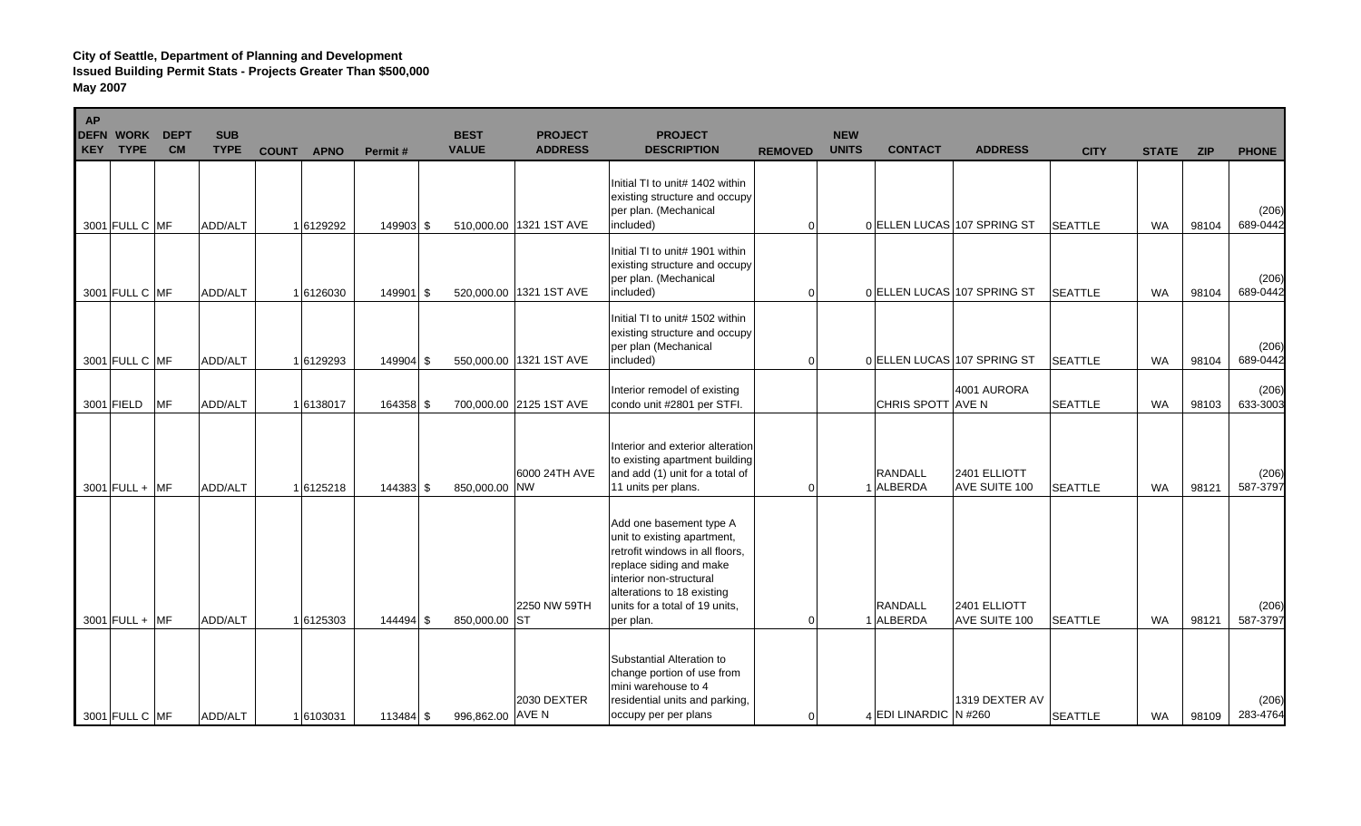**City of Seattle, Department of Planning and Development**
**Issued Building Permit Stats - Projects Greater Than $500,000**
**May 2007**

| AP DEFN KEY | WORK TYPE | DEPT CM | SUB TYPE | COUNT | APNO | Permit # | BEST VALUE | PROJECT ADDRESS | PROJECT DESCRIPTION | REMOVED | NEW UNITS | CONTACT | ADDRESS | CITY | STATE | ZIP | PHONE |
|---|---|---|---|---|---|---|---|---|---|---|---|---|---|---|---|---|---|
| 3001 | FULL C | MF | ADD/ALT | 1 | 6129292 | 149903 | $ 510,000.00 | 1321 1ST AVE | Initial TI to unit# 1402 within existing structure and occupy per plan. (Mechanical included) | 0 | 0 | ELLEN LUCAS | 107 SPRING ST | SEATTLE | WA | 98104 | (206) 689-0442 |
| 3001 | FULL C | MF | ADD/ALT | 1 | 6126030 | 149901 | $ 520,000.00 | 1321 1ST AVE | Initial TI to unit# 1901 within existing structure and occupy per plan. (Mechanical included) | 0 | 0 | ELLEN LUCAS | 107 SPRING ST | SEATTLE | WA | 98104 | (206) 689-0442 |
| 3001 | FULL C | MF | ADD/ALT | 1 | 6129293 | 149904 | $ 550,000.00 | 1321 1ST AVE | Initial TI to unit# 1502 within existing structure and occupy per plan (Mechanical included) | 0 | 0 | ELLEN LUCAS | 107 SPRING ST | SEATTLE | WA | 98104 | (206) 689-0442 |
| 3001 | FIELD | MF | ADD/ALT | 1 | 6138017 | 164358 | $ 700,000.00 | 2125 1ST AVE | Interior remodel of existing condo unit #2801 per STFI. | | | CHRIS SPOTT | 4001 AURORA AVE N | SEATTLE | WA | 98103 | (206) 633-3003 |
| 3001 | FULL + | MF | ADD/ALT | 1 | 6125218 | 144383 | $ 850,000.00 | 6000 24TH AVE NW | Interior and exterior alteration to existing apartment building and add (1) unit for a total of 11 units per plans. | 0 | 1 | RANDALL ALBERDA | 2401 ELLIOTT AVE SUITE 100 | SEATTLE | WA | 98121 | (206) 587-3797 |
| 3001 | FULL + | MF | ADD/ALT | 1 | 6125303 | 144494 | $ 850,000.00 | 2250 NW 59TH ST | Add one basement type A unit to existing apartment, retrofit windows in all floors, replace siding and make interior non-structural alterations to 18 existing units for a total of 19 units, per plan. | 0 | 1 | RANDALL ALBERDA | 2401 ELLIOTT AVE SUITE 100 | SEATTLE | WA | 98121 | (206) 587-3797 |
| 3001 | FULL C | MF | ADD/ALT | 1 | 6103031 | 113484 | $ 996,862.00 | 2030 DEXTER AVE N | Substantial Alteration to change portion of use from mini warehouse to 4 residential units and parking, occupy per per plans | 0 | 4 | EDI LINARDIC | 1319 DEXTER AV N #260 | SEATTLE | WA | 98109 | (206) 283-4764 |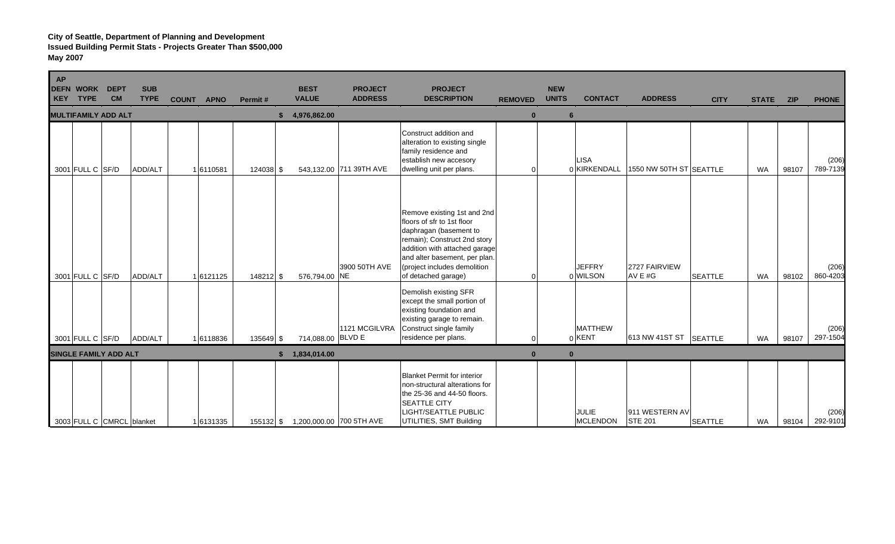**City of Seattle, Department of Planning and Development**
**Issued Building Permit Stats - Projects Greater Than $500,000**
**May 2007**

| AP DEFN KEY | WORK TYPE | DEPT CM | SUB TYPE | COUNT | APNO | Permit # | BEST VALUE | PROJECT ADDRESS | PROJECT DESCRIPTION | REMOVED | NEW UNITS | CONTACT | ADDRESS | CITY | STATE | ZIP | PHONE |
|---|---|---|---|---|---|---|---|---|---|---|---|---|---|---|---|---|---|
| **MULTIFAMILY ADD ALT** | | | | | | | **$ 4,976,862.00** | | | **0** | **6** | | | | | | |
| 3001 | FULL C | SF/D | ADD/ALT | 1 | 6110581 | 124038 | $ 543,132.00 | 711 39TH AVE | Construct addition and alteration to existing single family residence and establish new accesory dwelling unit per plans. | 0 | 0 | LISA KIRKENDALL | 1550 NW 50TH ST | SEATTLE | WA | 98107 | (206) 789-7139 |
| 3001 | FULL C | SF/D | ADD/ALT | 1 | 6121125 | 148212 | $ 576,794.00 | 3900 50TH AVE NE | Remove existing 1st and 2nd floors of sfr to 1st floor daphragan (basement to remain); Construct 2nd story addition with attached garage and alter basement, per plan. (project includes demolition of detached garage) | 0 | 0 | JEFFRY WILSON | 2727 FAIRVIEW AV E #G | SEATTLE | WA | 98102 | (206) 860-4203 |
| 3001 | FULL C | SF/D | ADD/ALT | 1 | 6118836 | 135649 | $ 714,088.00 | 1121 MCGILVRA BLVD E | Demolish existing SFR except the small portion of existing foundation and existing garage to remain. Construct single family residence per plans. | 0 | 0 | MATTHEW KENT | 613 NW 41ST ST | SEATTLE | WA | 98107 | (206) 297-1504 |
| **SINGLE FAMILY ADD ALT** | | | | | | | **$ 1,834,014.00** | | | **0** | **0** | | | | | | |
| 3003 | FULL C | CMRCL | blanket | 1 | 6131335 | 155132 | $ 1,200,000.00 | 700 5TH AVE | Blanket Permit for interior non-structural alterations for the 25-36 and 44-50 floors. SEATTLE CITY LIGHT/SEATTLE PUBLIC UTILITIES, SMT Building | | | JULIE MCLENDON | 911 WESTERN AV STE 201 | SEATTLE | WA | 98104 | (206) 292-9101 |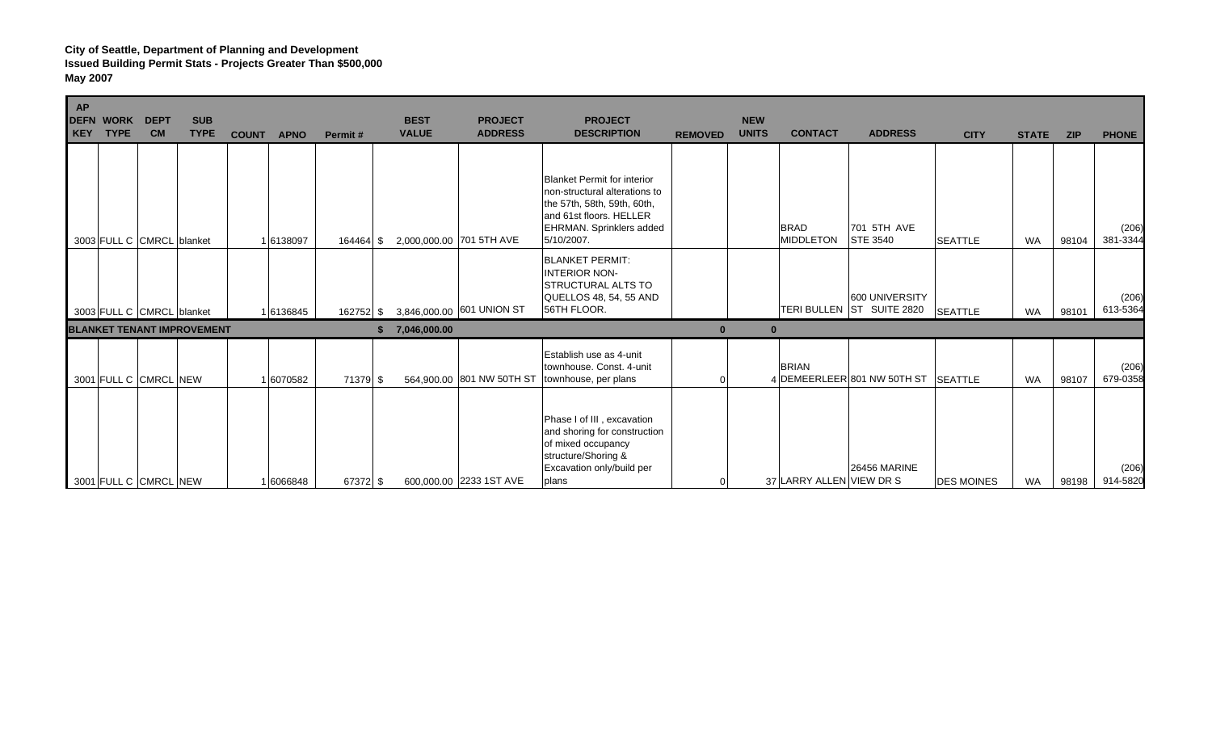**City of Seattle, Department of Planning and Development**
**Issued Building Permit Stats - Projects Greater Than $500,000**
**May 2007**

| AP DEFN KEY | WORK TYPE | DEPT CM | SUB TYPE | COUNT | APNO | Permit # | BEST VALUE | PROJECT ADDRESS | PROJECT DESCRIPTION | REMOVED | NEW UNITS | CONTACT | ADDRESS | CITY | STATE | ZIP | PHONE |
|---|---|---|---|---|---|---|---|---|---|---|---|---|---|---|---|---|---|
| 3003 | FULL C | CMRCL | blanket | 1 | 6138097 | 164464 | $ 2,000,000.00 | 701 5TH AVE | Blanket Permit for interior non-structural alterations to the 57th, 58th, 59th, 60th, and 61st floors. HELLER EHRMAN. Sprinklers added 5/10/2007. | | | BRAD MIDDLETON | 701 5TH AVE STE 3540 | SEATTLE | WA | 98104 | (206) 381-3344 |
| 3003 | FULL C | CMRCL | blanket | 1 | 6136845 | 162752 | $ 3,846,000.00 | 601 UNION ST | BLANKET PERMIT: INTERIOR NON-STRUCTURAL ALTS TO QUELLOS 48, 54, 55 AND 56TH FLOOR. | | | TERI BULLEN | 600 UNIVERSITY ST SUITE 2820 | SEATTLE | WA | 98101 | (206) 613-5364 |
| **BLANKET TENANT IMPROVEMENT** | | | | | | | **$ 7,046,000.00** | | | **0** | **0** | | | | | | |
| 3001 | FULL C | CMRCL | NEW | 1 | 6070582 | 71379 | $ 564,900.00 | 801 NW 50TH ST | Establish use as 4-unit townhouse. Const. 4-unit townhouse, per plans | 0 | 4 | BRIAN DEMEERLEER | 801 NW 50TH ST | SEATTLE | WA | 98107 | (206) 679-0358 |
| 3001 | FULL C | CMRCL | NEW | 1 | 6066848 | 67372 | $ 600,000.00 | 2233 1ST AVE | Phase I of III , excavation and shoring for construction of mixed occupancy structure/Shoring & Excavation only/build per plans | 0 | 37 | LARRY ALLEN | 26456 MARINE VIEW DR S | DES MOINES | WA | 98198 | (206) 914-5820 |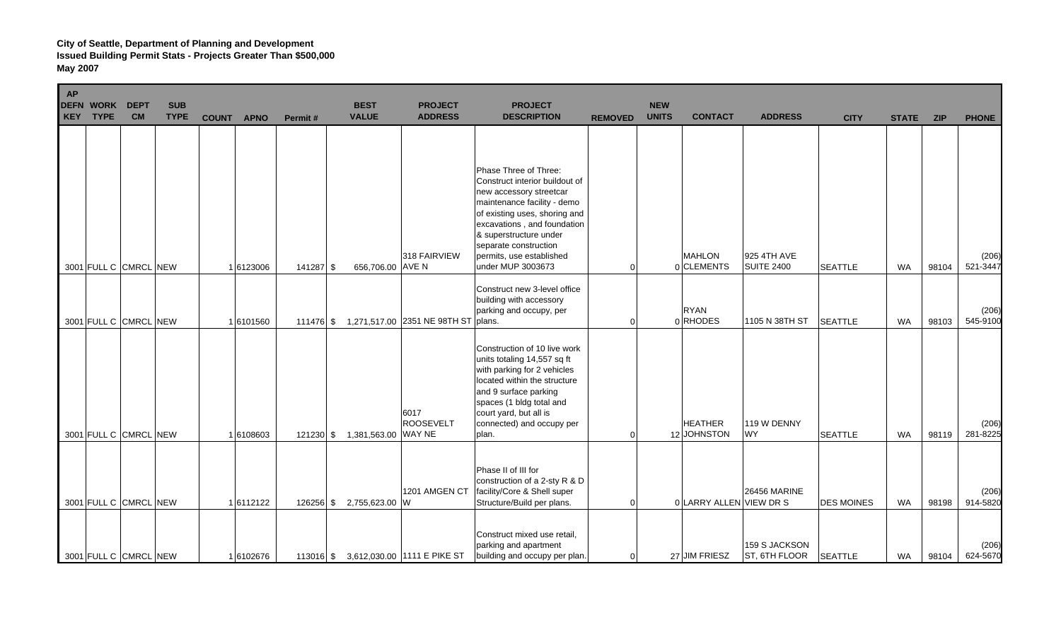**City of Seattle, Department of Planning and Development**
**Issued Building Permit Stats - Projects Greater Than $500,000**
**May 2007**

| AP DEFN KEY | WORK TYPE | DEPT CM | SUB TYPE | COUNT | APNO | Permit # | BEST VALUE | PROJECT ADDRESS | PROJECT DESCRIPTION | REMOVED | NEW UNITS | CONTACT | ADDRESS | CITY | STATE | ZIP | PHONE |
|---|---|---|---|---|---|---|---|---|---|---|---|---|---|---|---|---|---|
| 3001 | FULL C | CMRCL | NEW | 1 | 6123006 | 141287 | $ 656,706.00 | 318 FAIRVIEW AVE N | Phase Three of Three: Construct interior buildout of new accessory streetcar maintenance facility - demo of existing uses, shoring and excavations , and foundation & superstructure under separate construction permits, use established under MUP 3003673 | 0 | 0 | MAHLON CLEMENTS | 925 4TH AVE SUITE 2400 | SEATTLE | WA | 98104 | (206) 521-3447 |
| 3001 | FULL C | CMRCL | NEW | 1 | 6101560 | 111476 | $ 1,271,517.00 | 2351 NE 98TH ST | Construct new 3-level office building with accessory parking and occupy, per plans. | 0 | 0 | RYAN RHODES | 1105 N 38TH ST | SEATTLE | WA | 98103 | (206) 545-9100 |
| 3001 | FULL C | CMRCL | NEW | 1 | 6108603 | 121230 | $ 1,381,563.00 | 6017 ROOSEVELT WAY NE | Construction of 10 live work units totaling 14,557 sq ft with parking for 2 vehicles located within the structure and 9 surface parking spaces (1 bldg total and court yard, but all is connected) and occupy per plan. | 0 | 12 | HEATHER JOHNSTON | 119 W DENNY WY | SEATTLE | WA | 98119 | (206) 281-8225 |
| 3001 | FULL C | CMRCL | NEW | 1 | 6112122 | 126256 | $ 2,755,623.00 | 1201 AMGEN CT W | Phase II of III for construction of a 2-sty R & D facility/Core & Shell super Structure/Build per plans. | 0 | 0 | LARRY ALLEN | 26456 MARINE VIEW DR S | DES MOINES | WA | 98198 | (206) 914-5820 |
| 3001 | FULL C | CMRCL | NEW | 1 | 6102676 | 113016 | $ 3,612,030.00 | 1111 E PIKE ST | Construct mixed use retail, parking and apartment building and occupy per plan. | 0 | 27 | JIM FRIESZ | 159 S JACKSON ST, 6TH FLOOR | SEATTLE | WA | 98104 | (206) 624-5670 |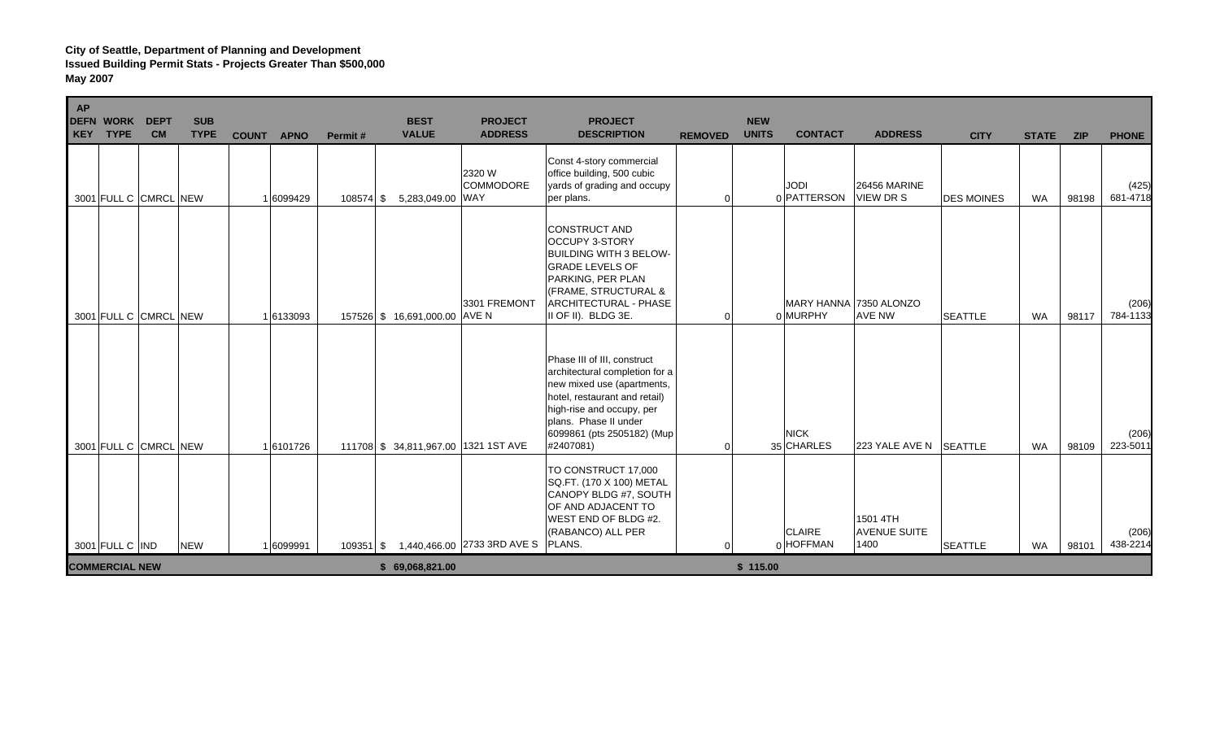**City of Seattle, Department of Planning and Development**
**Issued Building Permit Stats - Projects Greater Than $500,000**
**May 2007**

| AP DEFN KEY | WORK TYPE | DEPT CM | SUB TYPE | COUNT | APNO | Permit # | BEST VALUE | PROJECT ADDRESS | PROJECT DESCRIPTION | REMOVED | NEW UNITS | CONTACT | ADDRESS | CITY | STATE | ZIP | PHONE |
|---|---|---|---|---|---|---|---|---|---|---|---|---|---|---|---|---|---|
| 3001 | FULL C | CMRCL | NEW | 1 | 6099429 | 108574 | $ 5,283,049.00 | 2320 W COMMODORE WAY | Const 4-story commercial office building, 500 cubic yards of grading and occupy per plans. | 0 | 0 | JODI PATTERSON | 26456 MARINE VIEW DR S | DES MOINES | WA | 98198 | (425) 681-4718 |
| 3001 | FULL C | CMRCL | NEW | 1 | 6133093 | 157526 | $ 16,691,000.00 | 3301 FREMONT AVE N | CONSTRUCT AND OCCUPY 3-STORY BUILDING WITH 3 BELOW-GRADE LEVELS OF PARKING, PER PLAN (FRAME, STRUCTURAL & ARCHITECTURAL - PHASE II OF II). BLDG 3E. | 0 | 0 | MARY HANNA MURPHY | 7350 ALONZO AVE NW | SEATTLE | WA | 98117 | (206) 784-1133 |
| 3001 | FULL C | CMRCL | NEW | 1 | 6101726 | 111708 | $ 34,811,967.00 | 1321 1ST AVE | Phase III of III, construct architectural completion for a new mixed use (apartments, hotel, restaurant and retail) high-rise and occupy, per plans. Phase II under 6099861 (pts 2505182) (Mup #2407081) | 0 | 35 | NICK CHARLES | 223 YALE AVE N | SEATTLE | WA | 98109 | (206) 223-5011 |
| 3001 | FULL C | IND | NEW | 1 | 6099991 | 109351 | $ 1,440,466.00 | 2733 3RD AVE S | TO CONSTRUCT 17,000 SQ.FT. (170 X 100) METAL CANOPY BLDG #7, SOUTH OF AND ADJACENT TO WEST END OF BLDG #2. (RABANCO) ALL PER PLANS. | 0 | 0 | CLAIRE HOFFMAN | 1501 4TH AVENUE SUITE 1400 | SEATTLE | WA | 98101 | (206) 438-2214 |
| **COMMERCIAL NEW** | | | | | | | **$ 69,068,821.00** | | | | **$ 115.00** | | | | | | |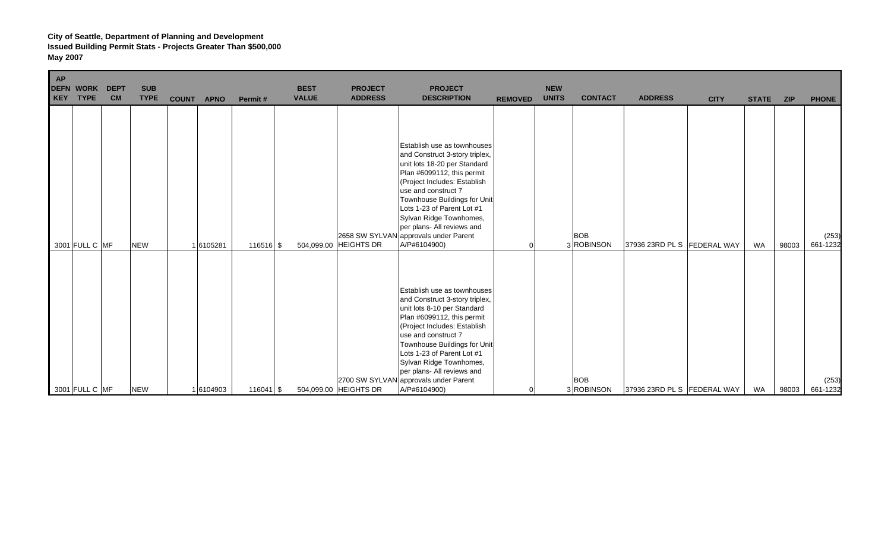**City of Seattle, Department of Planning and Development**
**Issued Building Permit Stats - Projects Greater Than $500,000**
**May 2007**

| AP DEFN KEY | WORK TYPE | DEPT CM | SUB TYPE | COUNT | APNO | Permit # | BEST VALUE | PROJECT ADDRESS | PROJECT DESCRIPTION | REMOVED | NEW UNITS | CONTACT | ADDRESS | CITY | STATE | ZIP | PHONE |
|---|---|---|---|---|---|---|---|---|---|---|---|---|---|---|---|---|---|
| 3001 | FULL C | MF | NEW | 1 | 6105281 | 116516 | $ 504,099.00 | 2658 SW SYLVAN HEIGHTS DR | Establish use as townhouses and Construct 3-story triplex, unit lots 18-20 per Standard Plan #6099112, this permit (Project Includes: Establish use and construct 7 Townhouse Buildings for Unit Lots 1-23 of Parent Lot #1 Sylvan Ridge Townhomes, per plans- All reviews and approvals under Parent A/P#6104900) | 0 | 3 | BOB ROBINSON | 37936 23RD PL S | FEDERAL WAY | WA | 98003 | (253) 661-1232 |
| 3001 | FULL C | MF | NEW | 1 | 6104903 | 116041 | $ 504,099.00 | 2700 SW SYLVAN HEIGHTS DR | Establish use as townhouses and Construct 3-story triplex, unit lots 8-10 per Standard Plan #6099112, this permit (Project Includes: Establish use and construct 7 Townhouse Buildings for Unit Lots 1-23 of Parent Lot #1 Sylvan Ridge Townhomes, per plans- All reviews and approvals under Parent A/P#6104900) | 0 | 3 | BOB ROBINSON | 37936 23RD PL S | FEDERAL WAY | WA | 98003 | (253) 661-1232 |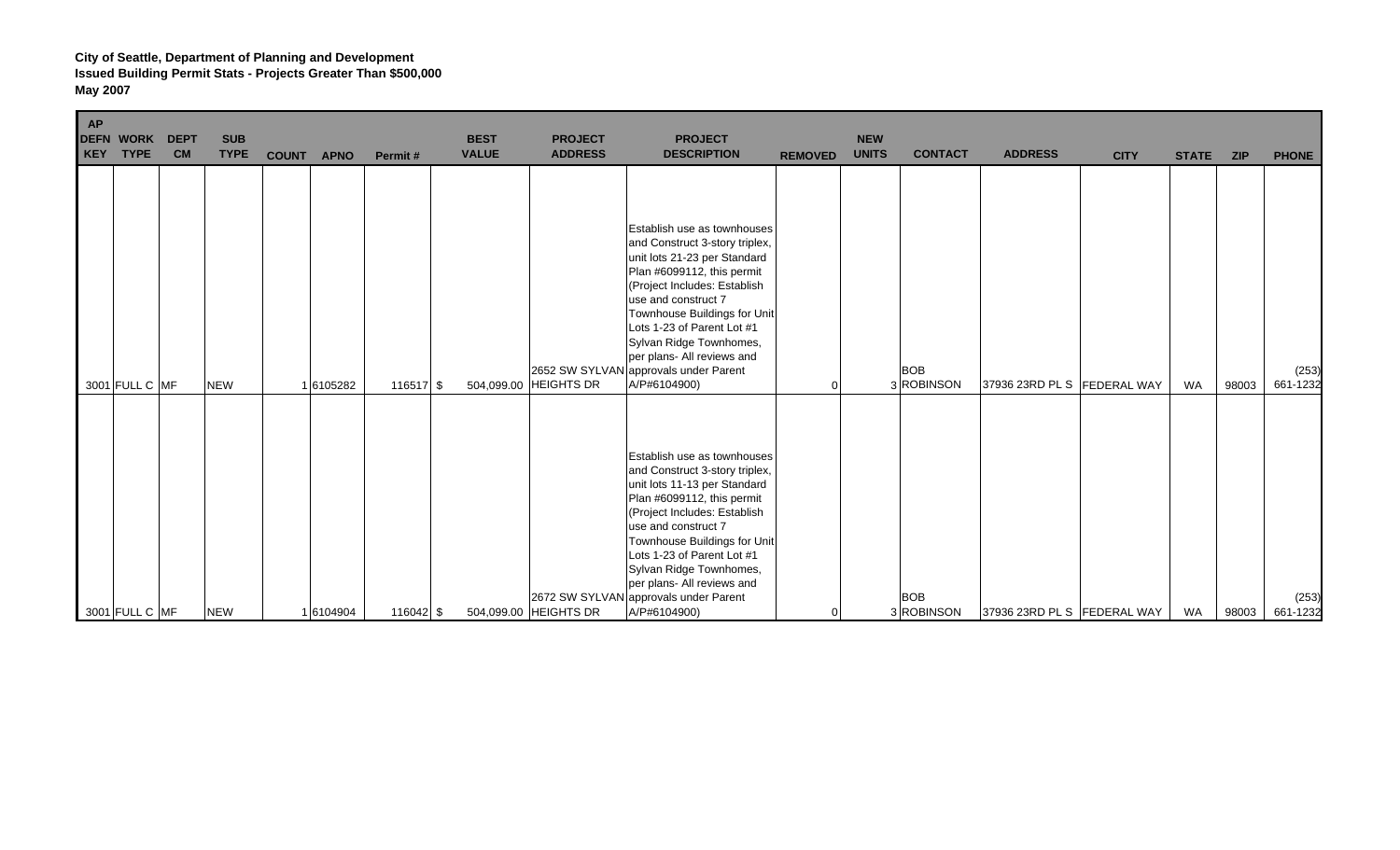**City of Seattle, Department of Planning and Development**
**Issued Building Permit Stats - Projects Greater Than $500,000**
**May 2007**

| AP DEFN KEY | WORK TYPE | DEPT CM | SUB TYPE | COUNT | APNO | Permit # | BEST VALUE | PROJECT ADDRESS | PROJECT DESCRIPTION | REMOVED | NEW UNITS | CONTACT | ADDRESS | CITY | STATE | ZIP | PHONE |
|---|---|---|---|---|---|---|---|---|---|---|---|---|---|---|---|---|---|
| 3001 | FULL C | MF | NEW | 1 | 6105282 | 116517 | $ 504,099.00 | 2652 SW SYLVAN HEIGHTS DR | Establish use as townhouses and Construct 3-story triplex, unit lots 21-23 per Standard Plan #6099112, this permit (Project Includes: Establish use and construct 7 Townhouse Buildings for Unit Lots 1-23 of Parent Lot #1 Sylvan Ridge Townhomes, per plans- All reviews and approvals under Parent A/P#6104900) | 0 | 3 | BOB ROBINSON | 37936 23RD PL S | FEDERAL WAY | WA | 98003 | (253) 661-1232 |
| 3001 | FULL C | MF | NEW | 1 | 6104904 | 116042 | $ 504,099.00 | 2672 SW SYLVAN HEIGHTS DR | Establish use as townhouses and Construct 3-story triplex, unit lots 11-13 per Standard Plan #6099112, this permit (Project Includes: Establish use and construct 7 Townhouse Buildings for Unit Lots 1-23 of Parent Lot #1 Sylvan Ridge Townhomes, per plans- All reviews and approvals under Parent A/P#6104900) | 0 | 3 | BOB ROBINSON | 37936 23RD PL S | FEDERAL WAY | WA | 98003 | (253) 661-1232 |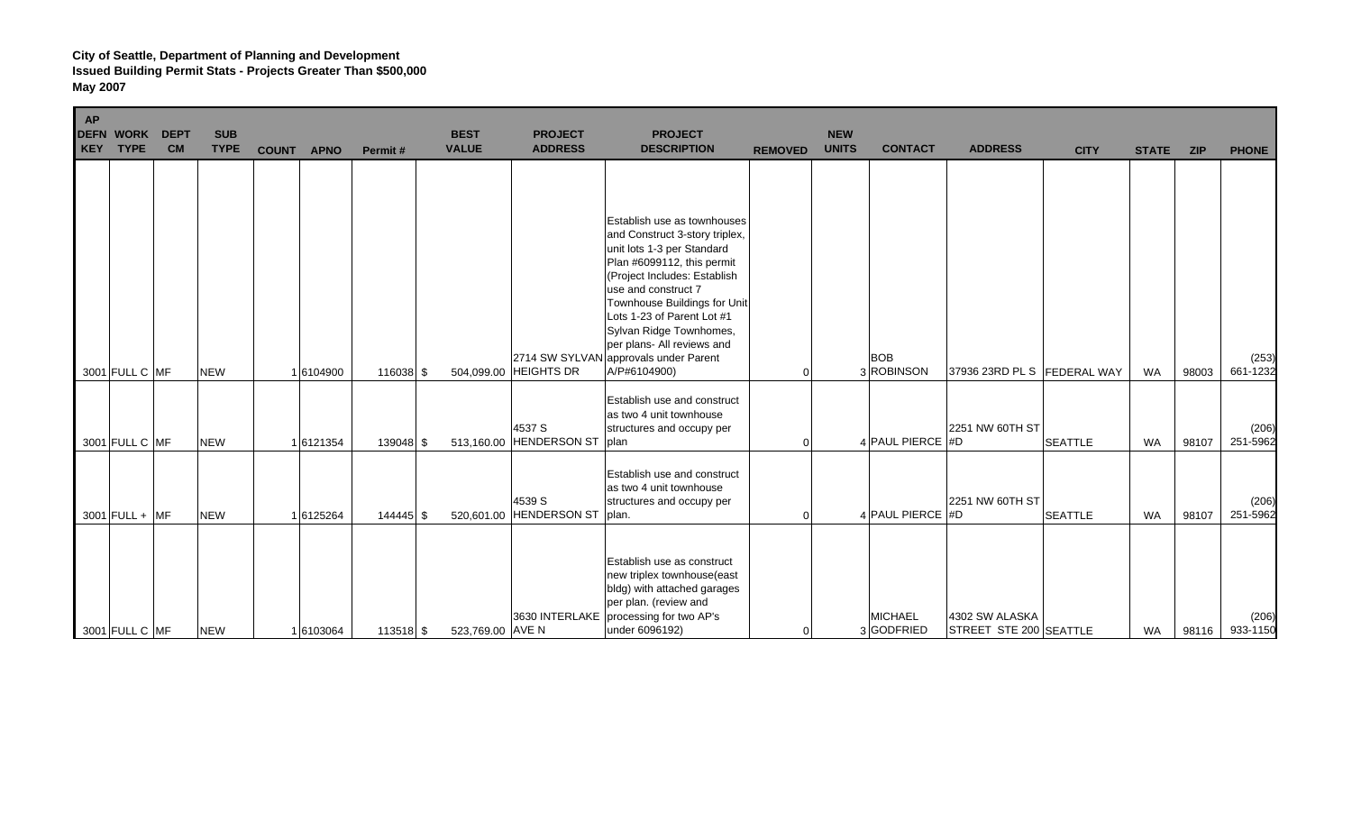**City of Seattle, Department of Planning and Development**
**Issued Building Permit Stats - Projects Greater Than $500,000**
**May 2007**

| AP DEFN KEY | WORK TYPE | DEPT CM | SUB TYPE | COUNT | APNO | Permit # | BEST VALUE | PROJECT ADDRESS | PROJECT DESCRIPTION | REMOVED | NEW UNITS | CONTACT | ADDRESS | CITY | STATE | ZIP | PHONE |
|---|---|---|---|---|---|---|---|---|---|---|---|---|---|---|---|---|---|
| 3001 | FULL C | MF | NEW | 1 | 6104900 | 116038 | $ 504,099.00 | 2714 SW SYLVAN HEIGHTS DR | Establish use as townhouses and Construct 3-story triplex, unit lots 1-3 per Standard Plan #6099112, this permit (Project Includes: Establish use and construct 7 Townhouse Buildings for Unit Lots 1-23 of Parent Lot #1 Sylvan Ridge Townhomes, per plans- All reviews and approvals under Parent A/P#6104900) | 0 | 3 | BOB ROBINSON | 37936 23RD PL S | FEDERAL WAY | WA | 98003 | (253) 661-1232 |
| 3001 | FULL C | MF | NEW | 1 | 6121354 | 139048 | $ 513,160.00 | 4537 S HENDERSON ST | Establish use and construct as two 4 unit townhouse structures and occupy per plan | 0 | 4 | PAUL PIERCE | 2251 NW 60TH ST #D | SEATTLE | WA | 98107 | (206) 251-5962 |
| 3001 | FULL + | MF | NEW | 1 | 6125264 | 144445 | $ 520,601.00 | 4539 S HENDERSON ST | Establish use and construct as two 4 unit townhouse structures and occupy per plan. | 0 | 4 | PAUL PIERCE | 2251 NW 60TH ST #D | SEATTLE | WA | 98107 | (206) 251-5962 |
| 3001 | FULL C | MF | NEW | 1 | 6103064 | 113518 | $ 523,769.00 | 3630 INTERLAKE AVE N | Establish use as construct new triplex townhouse(east bldg) with attached garages per plan. (review and processing for two AP's under 6096192) | 0 | 3 | MICHAEL GODFRIED | 4302 SW ALASKA STREET STE 200 | SEATTLE | WA | 98116 | (206) 933-1150 |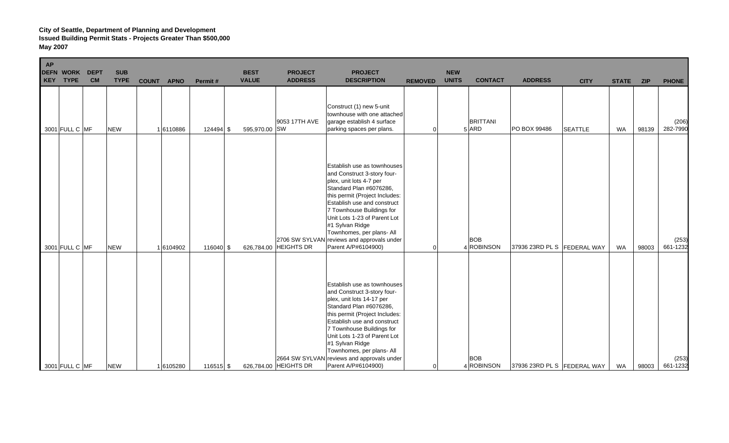**City of Seattle, Department of Planning and Development**
**Issued Building Permit Stats - Projects Greater Than $500,000**
**May 2007**

| AP DEFN KEY | WORK TYPE | DEPT CM | SUB TYPE | COUNT | APNO | Permit # | BEST VALUE | PROJECT ADDRESS | PROJECT DESCRIPTION | REMOVED | NEW UNITS | CONTACT | ADDRESS | CITY | STATE | ZIP | PHONE |
|---|---|---|---|---|---|---|---|---|---|---|---|---|---|---|---|---|---|
| 3001 | FULL C | MF | NEW | 1 | 6110886 | 124494 | $ 595,970.00 | 9053 17TH AVE SW | Construct (1) new 5-unit townhouse with one attached garage establish 4 surface parking spaces per plans. | 0 | 5 | BRITTANI ARD | PO BOX 99486 | SEATTLE | WA | 98139 | (206) 282-7990 |
| 3001 | FULL C | MF | NEW | 1 | 6104902 | 116040 | $ 626,784.00 | 2706 SW SYLVAN HEIGHTS DR | Establish use as townhouses and Construct 3-story four-plex, unit lots 4-7 per Standard Plan #6076286, this permit (Project Includes: Establish use and construct 7 Townhouse Buildings for Unit Lots 1-23 of Parent Lot #1 Sylvan Ridge Townhomes, per plans- All reviews and approvals under Parent A/P#6104900) | 0 | 4 | BOB ROBINSON | 37936 23RD PL S | FEDERAL WAY | WA | 98003 | (253) 661-1232 |
| 3001 | FULL C | MF | NEW | 1 | 6105280 | 116515 | $ 626,784.00 | 2664 SW SYLVAN HEIGHTS DR | Establish use as townhouses and Construct 3-story four-plex, unit lots 14-17 per Standard Plan #6076286, this permit (Project Includes: Establish use and construct 7 Townhouse Buildings for Unit Lots 1-23 of Parent Lot #1 Sylvan Ridge Townhomes, per plans- All reviews and approvals under Parent A/P#6104900) | 0 | 4 | BOB ROBINSON | 37936 23RD PL S | FEDERAL WAY | WA | 98003 | (253) 661-1232 |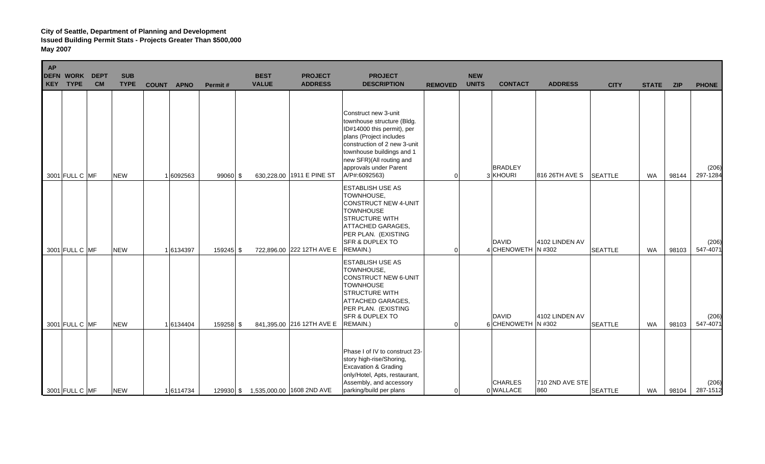**City of Seattle, Department of Planning and Development**
**Issued Building Permit Stats - Projects Greater Than $500,000**
**May 2007**

| AP DEFN KEY | WORK TYPE | DEPT CM | SUB TYPE | COUNT | APNO | Permit # | BEST VALUE | PROJECT ADDRESS | PROJECT DESCRIPTION | REMOVED | NEW UNITS | CONTACT | ADDRESS | CITY | STATE | ZIP | PHONE |
|---|---|---|---|---|---|---|---|---|---|---|---|---|---|---|---|---|---|
| 3001 | FULL C | MF | NEW | 1 | 6092563 | 99060 | $ 630,228.00 | 1911 E PINE ST | Construct new 3-unit townhouse structure (Bldg. ID#14000 this permit), per plans (Project includes construction of 2 new 3-unit townhouse buildings and 1 new SFR)(All routing and approvals under Parent A/P#:6092563) | 0 | 3 | BRADLEY KHOURI | 816 26TH AVE S | SEATTLE | WA | 98144 | (206) 297-1284 |
| 3001 | FULL C | MF | NEW | 1 | 6134397 | 159245 | $ 722,896.00 | 222 12TH AVE E | ESTABLISH USE AS TOWNHOUSE, CONSTRUCT NEW 4-UNIT TOWNHOUSE STRUCTURE WITH ATTACHED GARAGES, PER PLAN. (EXISTING SFR & DUPLEX TO REMAIN.) | 0 | 4 | DAVID CHENOWETH | 4102 LINDEN AV N #302 | SEATTLE | WA | 98103 | (206) 547-4071 |
| 3001 | FULL C | MF | NEW | 1 | 6134404 | 159258 | $ 841,395.00 | 216 12TH AVE E | ESTABLISH USE AS TOWNHOUSE, CONSTRUCT NEW 6-UNIT TOWNHOUSE STRUCTURE WITH ATTACHED GARAGES, PER PLAN. (EXISTING SFR & DUPLEX TO REMAIN.) | 0 | 6 | DAVID CHENOWETH | 4102 LINDEN AV N #302 | SEATTLE | WA | 98103 | (206) 547-4071 |
| 3001 | FULL C | MF | NEW | 1 | 6114734 | 129930 | $ 1,535,000.00 | 1608 2ND AVE | Phase I of IV to construct 23-story high-rise/Shoring, Excavation & Grading only/Hotel, Apts, restaurant, Assembly, and accessory parking/build per plans | 0 | 0 | CHARLES WALLACE | 710 2ND AVE STE 860 | SEATTLE | WA | 98104 | (206) 287-1512 |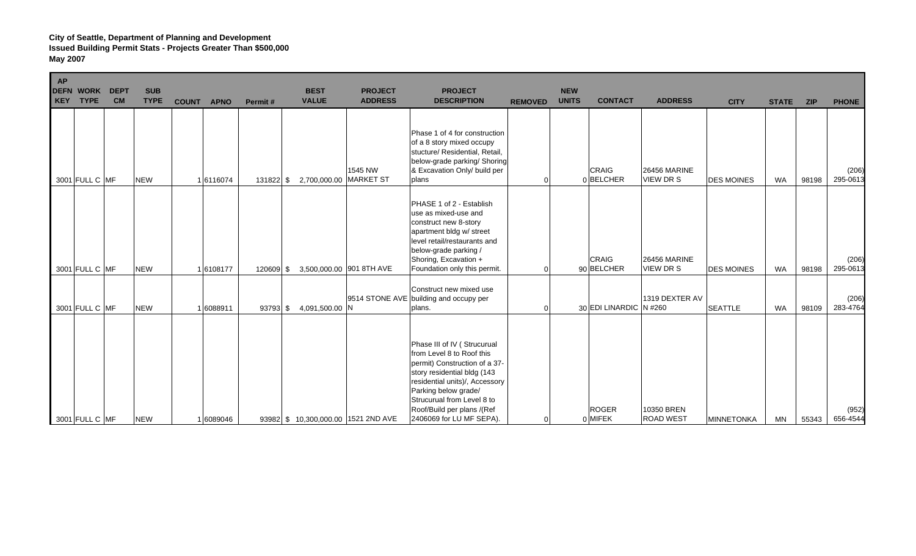**City of Seattle, Department of Planning and Development**
**Issued Building Permit Stats - Projects Greater Than $500,000**
**May 2007**

| AP DEFN KEY | WORK TYPE | DEPT CM | SUB TYPE | COUNT | APNO | Permit # | BEST VALUE | PROJECT ADDRESS | PROJECT DESCRIPTION | REMOVED | NEW UNITS | CONTACT | ADDRESS | CITY | STATE | ZIP | PHONE |
|---|---|---|---|---|---|---|---|---|---|---|---|---|---|---|---|---|---|
| 3001 | FULL C | MF | NEW | 1 | 6116074 | 131822 | $ 2,700,000.00 | 1545 NW MARKET ST | Phase 1 of 4 for construction of a 8 story mixed occupy stucture/ Residential, Retail, below-grade parking/ Shoring & Excavation Only/ build per plans | 0 | 0 | CRAIG BELCHER | 26456 MARINE VIEW DR S | DES MOINES | WA | 98198 | (206) 295-0613 |
| 3001 | FULL C | MF | NEW | 1 | 6108177 | 120609 | $ 3,500,000.00 | 901 8TH AVE | PHASE 1 of 2 - Establish use as mixed-use and construct new 8-story apartment bldg w/ street level retail/restaurants and below-grade parking / Shoring, Excavation + Foundation only this permit. | 0 | 90 | CRAIG BELCHER | 26456 MARINE VIEW DR S | DES MOINES | WA | 98198 | (206) 295-0613 |
| 3001 | FULL C | MF | NEW | 1 | 6088911 | 93793 | $ 4,091,500.00 | 9514 STONE AVE N | Construct new mixed use building and occupy per plans. | 0 | 30 | EDI LINARDIC | 1319 DEXTER AV N #260 | SEATTLE | WA | 98109 | (206) 283-4764 |
| 3001 | FULL C | MF | NEW | 1 | 6089046 | 93982 | $ 10,300,000.00 | 1521 2ND AVE | Phase III of IV ( Strucurual from Level 8 to Roof this permit) Construction of a 37-story residential bldg (143 residential units)/, Accessory Parking below grade/ Strucurual from Level 8 to Roof/Build per plans /(Ref 2406069 for LU MF SEPA). | 0 | 0 | ROGER MIFEK | 10350 BREN ROAD WEST | MINNETONKA | MN | 55343 | (952) 656-4544 |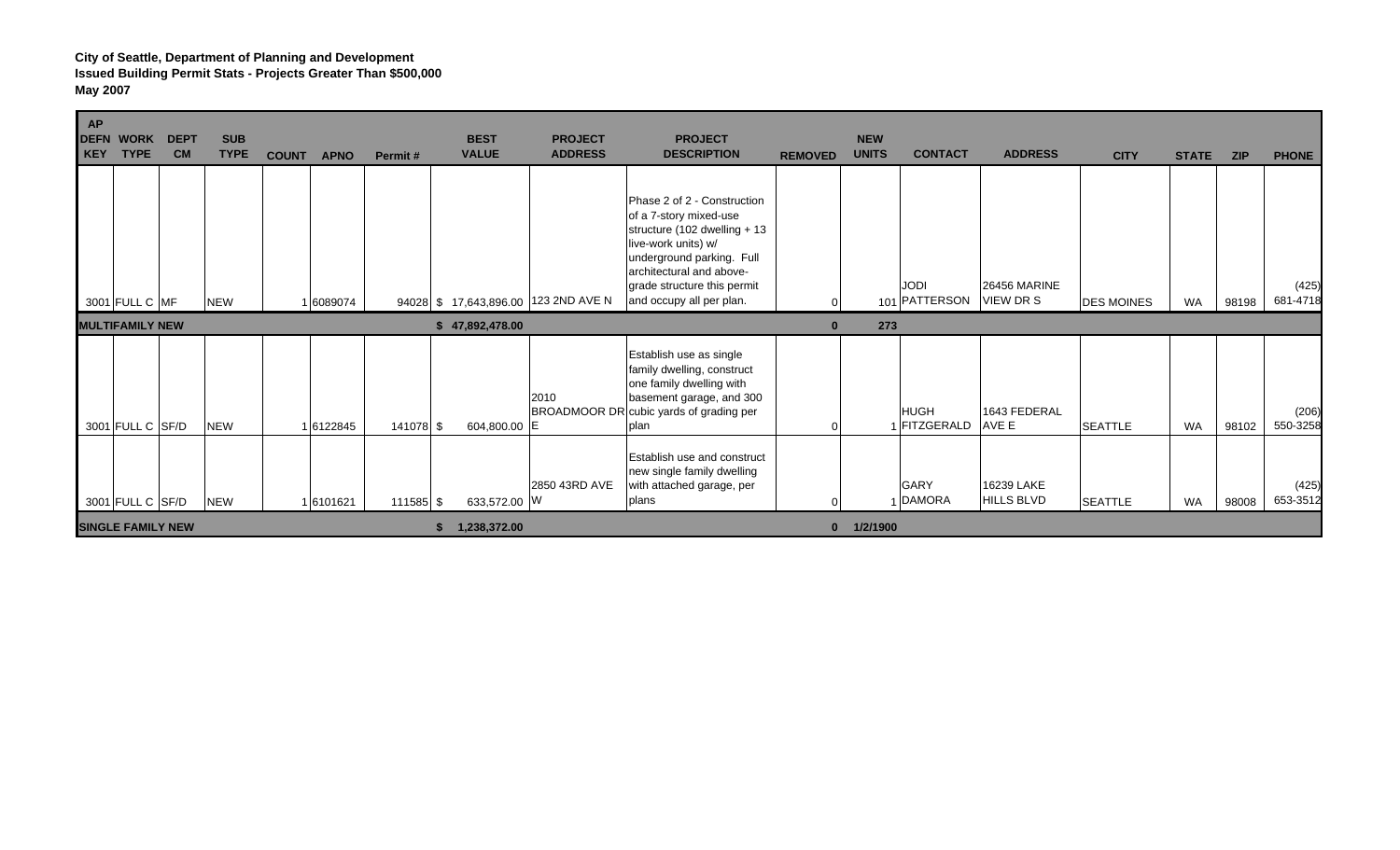**City of Seattle, Department of Planning and Development**
**Issued Building Permit Stats - Projects Greater Than $500,000**
**May 2007**

| AP DEFN KEY | WORK TYPE | DEPT CM | SUB TYPE | COUNT | APNO | Permit # | BEST VALUE | PROJECT ADDRESS | PROJECT DESCRIPTION | REMOVED | NEW UNITS | CONTACT | ADDRESS | CITY | STATE | ZIP | PHONE |
|---|---|---|---|---|---|---|---|---|---|---|---|---|---|---|---|---|---|
| 3001 | FULL C | MF | NEW | 1 | 6089074 | 94028 | $ 17,643,896.00 | 123 2ND AVE N | Phase 2 of 2 - Construction of a 7-story mixed-use structure (102 dwelling + 13 live-work units) w/ underground parking. Full architectural and above-grade structure this permit and occupy all per plan. | 0 | 101 | JODI PATTERSON | 26456 MARINE VIEW DR S | DES MOINES | WA | 98198 | (425) 681-4718 |
| **MULTIFAMILY NEW** | | | | | | | **$ 47,892,478.00** | | | **0** | **273** | | | | | | |
| 3001 | FULL C | SF/D | NEW | 1 | 6122845 | 141078 | $ 604,800.00 | 2010 BROADMOOR DR E | Establish use as single family dwelling, construct one family dwelling with basement garage, and 300 cubic yards of grading per plan | 0 | 1 | HUGH FITZGERALD | 1643 FEDERAL AVE E | SEATTLE | WA | 98102 | (206) 550-3258 |
| 3001 | FULL C | SF/D | NEW | 1 | 6101621 | 111585 | $ 633,572.00 | 2850 43RD AVE W | Establish use and construct new single family dwelling with attached garage, per plans | 0 | 1 | GARY DAMORA | 16239 LAKE HILLS BLVD | SEATTLE | WA | 98008 | (425) 653-3512 |
| **SINGLE FAMILY NEW** | | | | | | | **$ 1,238,372.00** | | | **0** | **1/2/1900** | | | | | | |